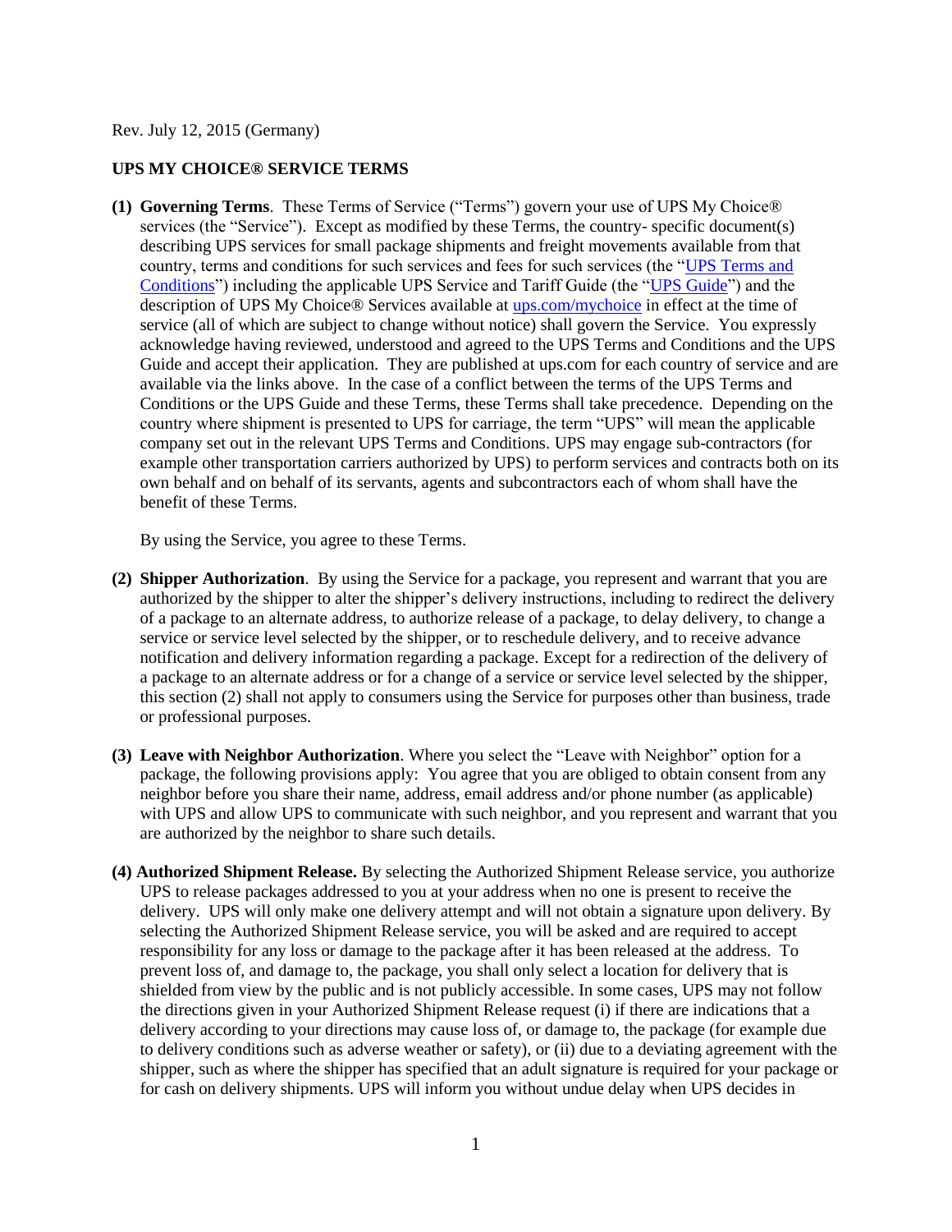Rev. July 12, 2015 (Germany)

**UPS MY CHOICE® SERVICE TERMS**

**(1) Governing Terms**. These Terms of Service ("Terms") govern your use of UPS My Choice® services (the "Service"). Except as modified by these Terms, the country- specific document(s) describing UPS services for small package shipments and freight movements available from that country, terms and conditions for such services and fees for such services (the "UPS Terms and Conditions") including the applicable UPS Service and Tariff Guide (the "UPS Guide") and the description of UPS My Choice® Services available at ups.com/mychoice in effect at the time of service (all of which are subject to change without notice) shall govern the Service. You expressly acknowledge having reviewed, understood and agreed to the UPS Terms and Conditions and the UPS Guide and accept their application. They are published at ups.com for each country of service and are available via the links above. In the case of a conflict between the terms of the UPS Terms and Conditions or the UPS Guide and these Terms, these Terms shall take precedence. Depending on the country where shipment is presented to UPS for carriage, the term "UPS" will mean the applicable company set out in the relevant UPS Terms and Conditions. UPS may engage sub-contractors (for example other transportation carriers authorized by UPS) to perform services and contracts both on its own behalf and on behalf of its servants, agents and subcontractors each of whom shall have the benefit of these Terms.

By using the Service, you agree to these Terms.

**(2) Shipper Authorization**. By using the Service for a package, you represent and warrant that you are authorized by the shipper to alter the shipper's delivery instructions, including to redirect the delivery of a package to an alternate address, to authorize release of a package, to delay delivery, to change a service or service level selected by the shipper, or to reschedule delivery, and to receive advance notification and delivery information regarding a package. Except for a redirection of the delivery of a package to an alternate address or for a change of a service or service level selected by the shipper, this section (2) shall not apply to consumers using the Service for purposes other than business, trade or professional purposes.

**(3) Leave with Neighbor Authorization**. Where you select the "Leave with Neighbor" option for a package, the following provisions apply: You agree that you are obliged to obtain consent from any neighbor before you share their name, address, email address and/or phone number (as applicable) with UPS and allow UPS to communicate with such neighbor, and you represent and warrant that you are authorized by the neighbor to share such details.

**(4) Authorized Shipment Release.** By selecting the Authorized Shipment Release service, you authorize UPS to release packages addressed to you at your address when no one is present to receive the delivery. UPS will only make one delivery attempt and will not obtain a signature upon delivery. By selecting the Authorized Shipment Release service, you will be asked and are required to accept responsibility for any loss or damage to the package after it has been released at the address. To prevent loss of, and damage to, the package, you shall only select a location for delivery that is shielded from view by the public and is not publicly accessible. In some cases, UPS may not follow the directions given in your Authorized Shipment Release request (i) if there are indications that a delivery according to your directions may cause loss of, or damage to, the package (for example due to delivery conditions such as adverse weather or safety), or (ii) due to a deviating agreement with the shipper, such as where the shipper has specified that an adult signature is required for your package or for cash on delivery shipments. UPS will inform you without undue delay when UPS decides in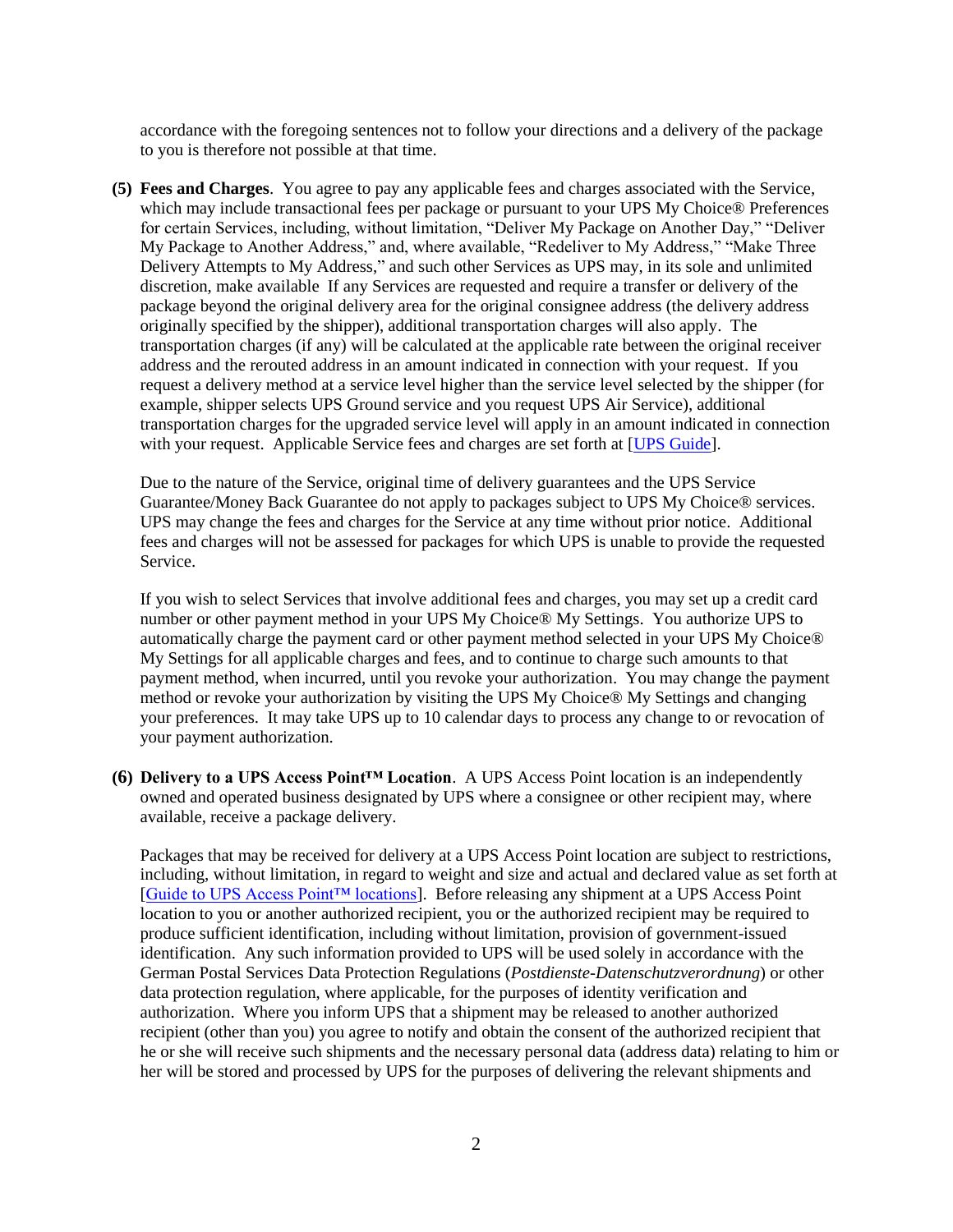accordance with the foregoing sentences not to follow your directions and a delivery of the package to you is therefore not possible at that time.

**(5) Fees and Charges**. You agree to pay any applicable fees and charges associated with the Service, which may include transactional fees per package or pursuant to your UPS My Choice® Preferences for certain Services, including, without limitation, "Deliver My Package on Another Day," "Deliver My Package to Another Address," and, where available, "Redeliver to My Address," "Make Three Delivery Attempts to My Address," and such other Services as UPS may, in its sole and unlimited discretion, make available If any Services are requested and require a transfer or delivery of the package beyond the original delivery area for the original consignee address (the delivery address originally specified by the shipper), additional transportation charges will also apply. The transportation charges (if any) will be calculated at the applicable rate between the original receiver address and the rerouted address in an amount indicated in connection with your request. If you request a delivery method at a service level higher than the service level selected by the shipper (for example, shipper selects UPS Ground service and you request UPS Air Service), additional transportation charges for the upgraded service level will apply in an amount indicated in connection with your request. Applicable Service fees and charges are set forth at [UPS Guide].

Due to the nature of the Service, original time of delivery guarantees and the UPS Service Guarantee/Money Back Guarantee do not apply to packages subject to UPS My Choice® services. UPS may change the fees and charges for the Service at any time without prior notice. Additional fees and charges will not be assessed for packages for which UPS is unable to provide the requested Service.

If you wish to select Services that involve additional fees and charges, you may set up a credit card number or other payment method in your UPS My Choice® My Settings. You authorize UPS to automatically charge the payment card or other payment method selected in your UPS My Choice® My Settings for all applicable charges and fees, and to continue to charge such amounts to that payment method, when incurred, until you revoke your authorization. You may change the payment method or revoke your authorization by visiting the UPS My Choice® My Settings and changing your preferences. It may take UPS up to 10 calendar days to process any change to or revocation of your payment authorization.

**(6) Delivery to a UPS Access Point™ Location**. A UPS Access Point location is an independently owned and operated business designated by UPS where a consignee or other recipient may, where available, receive a package delivery.

Packages that may be received for delivery at a UPS Access Point location are subject to restrictions, including, without limitation, in regard to weight and size and actual and declared value as set forth at [Guide to UPS Access Point™ locations]. Before releasing any shipment at a UPS Access Point location to you or another authorized recipient, you or the authorized recipient may be required to produce sufficient identification, including without limitation, provision of government-issued identification. Any such information provided to UPS will be used solely in accordance with the German Postal Services Data Protection Regulations (*Postdienste-Datenschutzverordnung*) or other data protection regulation, where applicable, for the purposes of identity verification and authorization. Where you inform UPS that a shipment may be released to another authorized recipient (other than you) you agree to notify and obtain the consent of the authorized recipient that he or she will receive such shipments and the necessary personal data (address data) relating to him or her will be stored and processed by UPS for the purposes of delivering the relevant shipments and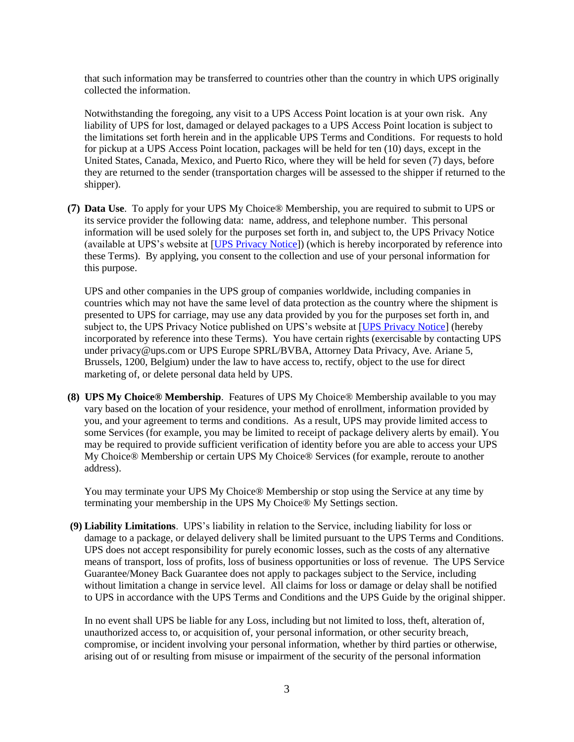that such information may be transferred to countries other than the country in which UPS originally collected the information.

Notwithstanding the foregoing, any visit to a UPS Access Point location is at your own risk. Any liability of UPS for lost, damaged or delayed packages to a UPS Access Point location is subject to the limitations set forth herein and in the applicable UPS Terms and Conditions. For requests to hold for pickup at a UPS Access Point location, packages will be held for ten (10) days, except in the United States, Canada, Mexico, and Puerto Rico, where they will be held for seven (7) days, before they are returned to the sender (transportation charges will be assessed to the shipper if returned to the shipper).

**(7) Data Use**. To apply for your UPS My Choice® Membership, you are required to submit to UPS or its service provider the following data: name, address, and telephone number. This personal information will be used solely for the purposes set forth in, and subject to, the UPS Privacy Notice (available at UPS's website at [UPS Privacy Notice]) (which is hereby incorporated by reference into these Terms). By applying, you consent to the collection and use of your personal information for this purpose.

UPS and other companies in the UPS group of companies worldwide, including companies in countries which may not have the same level of data protection as the country where the shipment is presented to UPS for carriage, may use any data provided by you for the purposes set forth in, and subject to, the UPS Privacy Notice published on UPS's website at [UPS Privacy Notice] (hereby incorporated by reference into these Terms). You have certain rights (exercisable by contacting UPS under privacy@ups.com or UPS Europe SPRL/BVBA, Attorney Data Privacy, Ave. Ariane 5, Brussels, 1200, Belgium) under the law to have access to, rectify, object to the use for direct marketing of, or delete personal data held by UPS.

**(8) UPS My Choice® Membership**. Features of UPS My Choice® Membership available to you may vary based on the location of your residence, your method of enrollment, information provided by you, and your agreement to terms and conditions. As a result, UPS may provide limited access to some Services (for example, you may be limited to receipt of package delivery alerts by email). You may be required to provide sufficient verification of identity before you are able to access your UPS My Choice® Membership or certain UPS My Choice® Services (for example, reroute to another address).

You may terminate your UPS My Choice® Membership or stop using the Service at any time by terminating your membership in the UPS My Choice® My Settings section.

**(9) Liability Limitations**. UPS's liability in relation to the Service, including liability for loss or damage to a package, or delayed delivery shall be limited pursuant to the UPS Terms and Conditions. UPS does not accept responsibility for purely economic losses, such as the costs of any alternative means of transport, loss of profits, loss of business opportunities or loss of revenue. The UPS Service Guarantee/Money Back Guarantee does not apply to packages subject to the Service, including without limitation a change in service level. All claims for loss or damage or delay shall be notified to UPS in accordance with the UPS Terms and Conditions and the UPS Guide by the original shipper.

In no event shall UPS be liable for any Loss, including but not limited to loss, theft, alteration of, unauthorized access to, or acquisition of, your personal information, or other security breach, compromise, or incident involving your personal information, whether by third parties or otherwise, arising out of or resulting from misuse or impairment of the security of the personal information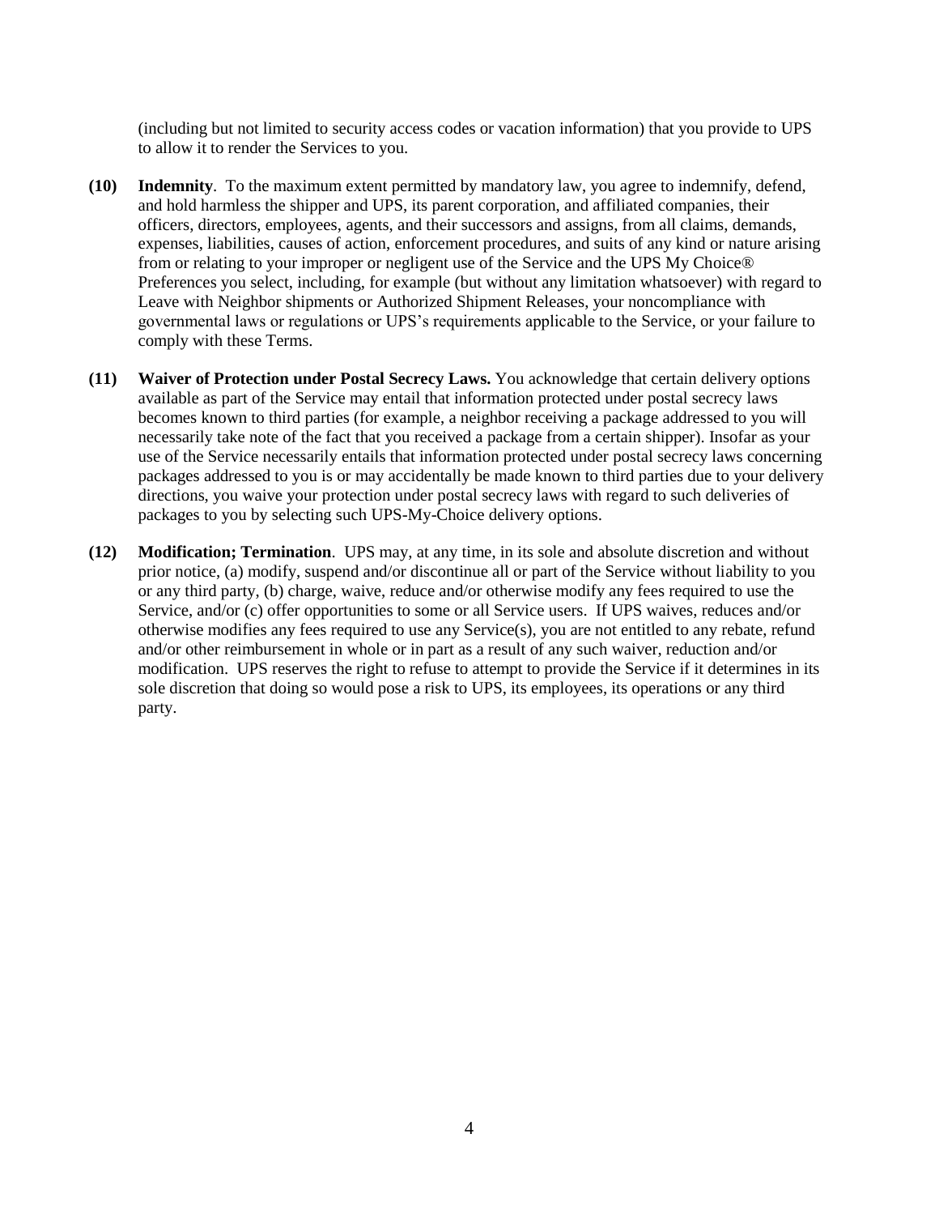(including but not limited to security access codes or vacation information) that you provide to UPS to allow it to render the Services to you.

**(10) Indemnity**. To the maximum extent permitted by mandatory law, you agree to indemnify, defend, and hold harmless the shipper and UPS, its parent corporation, and affiliated companies, their officers, directors, employees, agents, and their successors and assigns, from all claims, demands, expenses, liabilities, causes of action, enforcement procedures, and suits of any kind or nature arising from or relating to your improper or negligent use of the Service and the UPS My Choice® Preferences you select, including, for example (but without any limitation whatsoever) with regard to Leave with Neighbor shipments or Authorized Shipment Releases, your noncompliance with governmental laws or regulations or UPS's requirements applicable to the Service, or your failure to comply with these Terms.

**(11) Waiver of Protection under Postal Secrecy Laws.** You acknowledge that certain delivery options available as part of the Service may entail that information protected under postal secrecy laws becomes known to third parties (for example, a neighbor receiving a package addressed to you will necessarily take note of the fact that you received a package from a certain shipper). Insofar as your use of the Service necessarily entails that information protected under postal secrecy laws concerning packages addressed to you is or may accidentally be made known to third parties due to your delivery directions, you waive your protection under postal secrecy laws with regard to such deliveries of packages to you by selecting such UPS-My-Choice delivery options.

**(12) Modification; Termination**. UPS may, at any time, in its sole and absolute discretion and without prior notice, (a) modify, suspend and/or discontinue all or part of the Service without liability to you or any third party, (b) charge, waive, reduce and/or otherwise modify any fees required to use the Service, and/or (c) offer opportunities to some or all Service users. If UPS waives, reduces and/or otherwise modifies any fees required to use any Service(s), you are not entitled to any rebate, refund and/or other reimbursement in whole or in part as a result of any such waiver, reduction and/or modification. UPS reserves the right to refuse to attempt to provide the Service if it determines in its sole discretion that doing so would pose a risk to UPS, its employees, its operations or any third party.